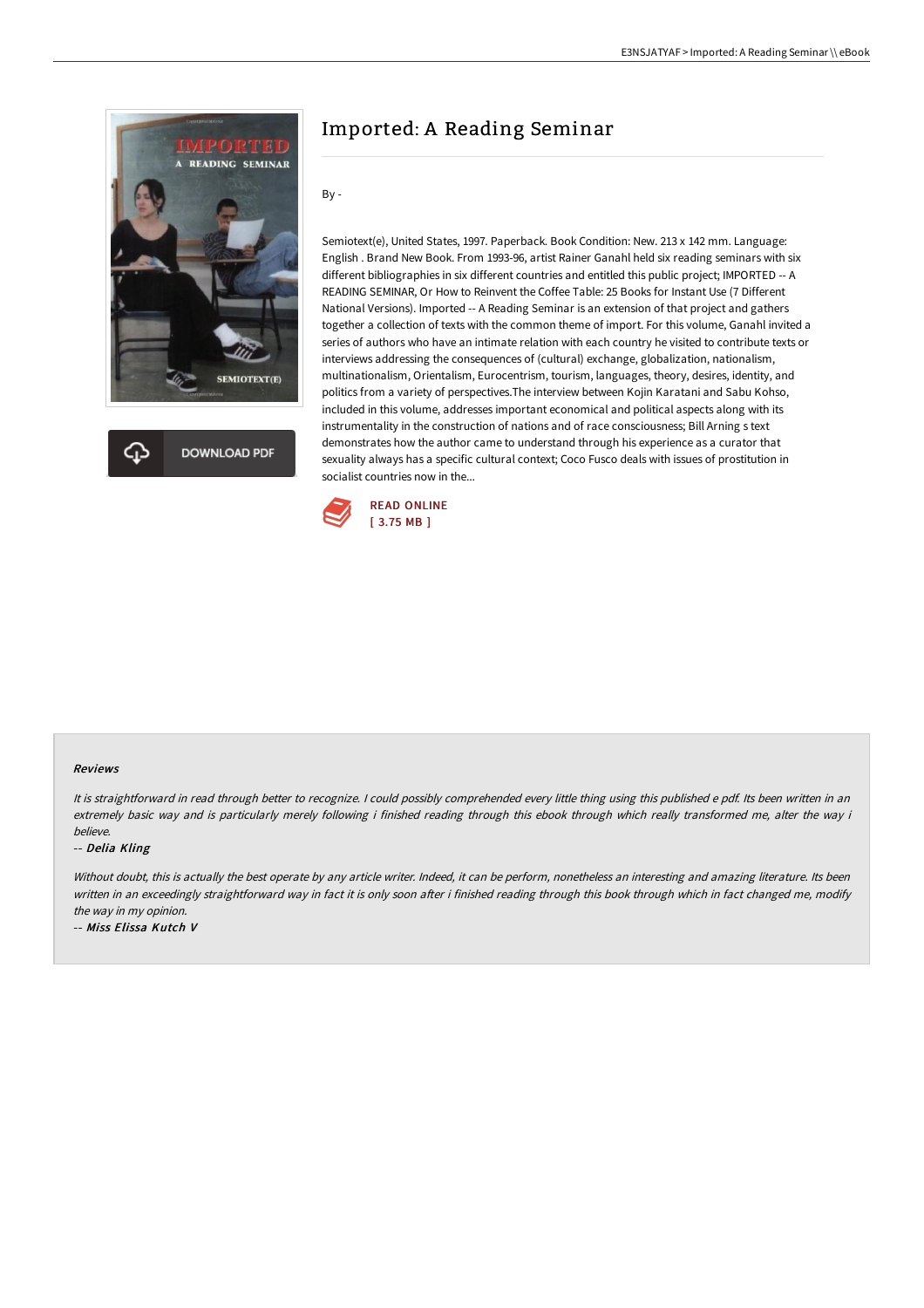# Imported: A Reading Seminar

By -

Semiotext(e), United States, 1997. Paperback. Book Condition: New. 213 x 142 mm. Language: English . Brand New Book. From 1993-96, artist Rainer Ganahl held six reading seminars with six different bibliographies in six different countries and entitled this public project; IMPORTED -- A READING SEMINAR, Or How to Reinvent the Coffee Table: 25 Books for Instant Use (7 Different National Versions). Imported -- A Reading Seminar is an extension of that project and gathers together a collection of texts with the common theme of import. For this volume, Ganahl invited a series of authors who have an intimate relation with each country he visited to contribute texts or interviews addressing the consequences of (cultural) exchange, globalization, nationalism, multinationalism, Orientalism, Eurocentrism, tourism, languages, theory, desires, identity, and politics from a variety of perspectives.The interview between Kojin Karatani and Sabu Kohso, included in this volume, addresses important economical and political aspects along with its instrumentality in the construction of nations and of race consciousness; Bill Arning s text demonstrates how the author came to understand through his experience as a curator that sexuality always has a specific cultural context; Coco Fusco deals with issues of prostitution in socialist countries now in the...

DOWNLOAD PDF

READ ONLINE
[ 3.75 MB ]

### Reviews

*It is straightforward in read through better to recognize. I could possibly comprehended every little thing using this published e pdf. Its been written in an extremely basic way and is particularly merely following i finished reading through this ebook through which really transformed me, alter the way i believe.*

-- *Delia Kling*

*Without doubt, this is actually the best operate by any article writer. Indeed, it can be perform, nonetheless an interesting and amazing literature. Its been written in an exceedingly straightforward way in fact it is only soon after i finished reading through this book through which in fact changed me, modify the way in my opinion.*

-- *Miss Elissa Kutch V*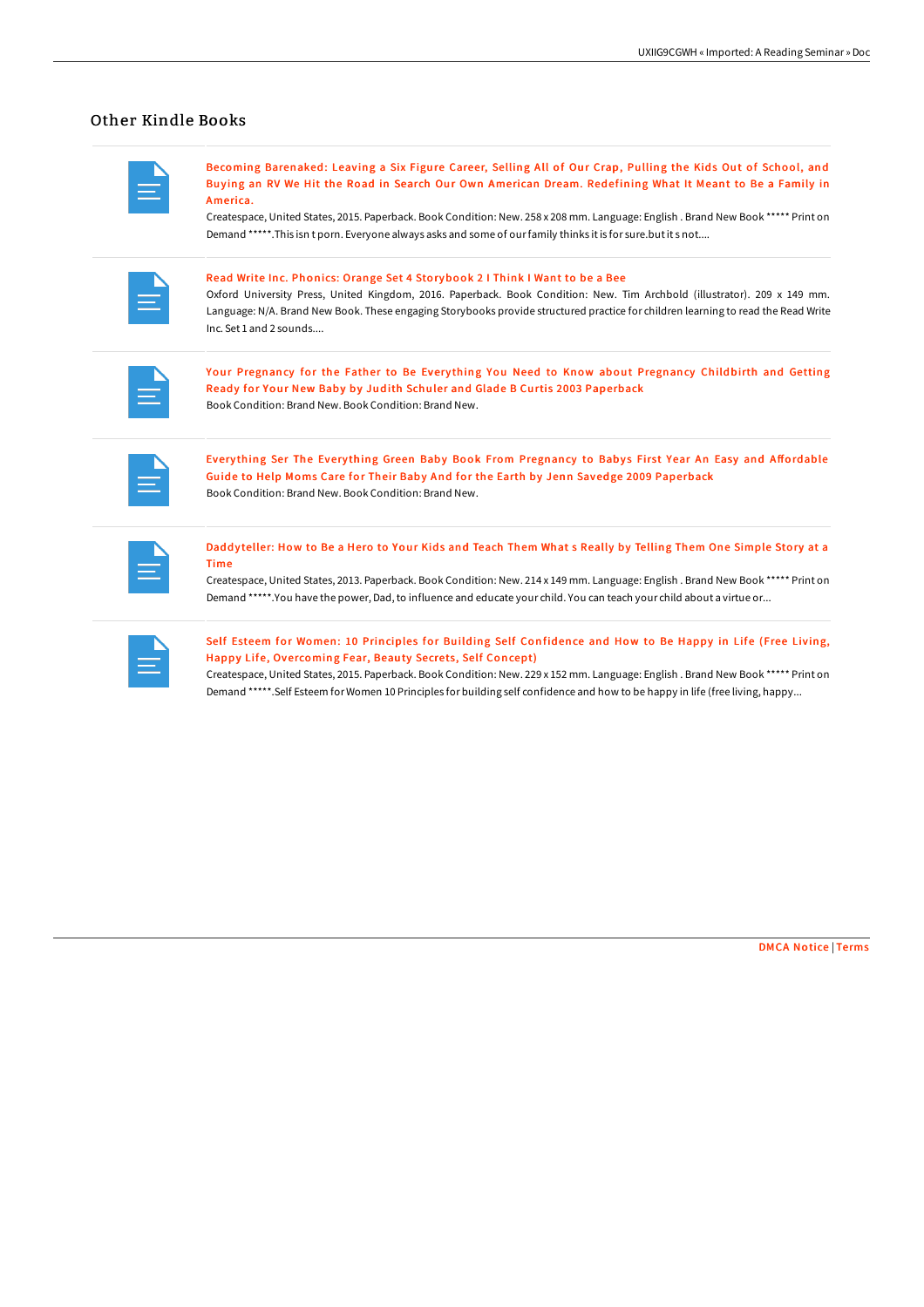## Other Kindle Books

**Becoming Barenaked: Leaving a Six Figure Career, Selling All of Our Crap, Pulling the Kids Out of School, and Buying an RV We Hit the Road in Search Our Own American Dream. Redefining What It Meant to Be a Family in America.**

Createspace, United States, 2015. Paperback. Book Condition: New. 258 x 208 mm. Language: English . Brand New Book ***** Print on Demand *****.This isn t porn. Everyone always asks and some of our family thinks it is for sure.but it s not....

**Read Write Inc. Phonics: Orange Set 4 Storybook 2 I Think I Want to be a Bee**

Oxford University Press, United Kingdom, 2016. Paperback. Book Condition: New. Tim Archbold (illustrator). 209 x 149 mm. Language: N/A. Brand New Book. These engaging Storybooks provide structured practice for children learning to read the Read Write Inc. Set 1 and 2 sounds....

**Your Pregnancy for the Father to Be Everything You Need to Know about Pregnancy Childbirth and Getting Ready for Your New Baby by Judith Schuler and Glade B Curtis 2003 Paperback**

Book Condition: Brand New. Book Condition: Brand New.

**Everything Ser The Everything Green Baby Book From Pregnancy to Babys First Year An Easy and Affordable Guide to Help Moms Care for Their Baby And for the Earth by Jenn Savedge 2009 Paperback**

Book Condition: Brand New. Book Condition: Brand New.

**Daddyteller: How to Be a Hero to Your Kids and Teach Them What s Really by Telling Them One Simple Story at a Time**

Createspace, United States, 2013. Paperback. Book Condition: New. 214 x 149 mm. Language: English . Brand New Book ***** Print on Demand *****.You have the power, Dad, to influence and educate your child. You can teach your child about a virtue or...

**Self Esteem for Women: 10 Principles for Building Self Confidence and How to Be Happy in Life (Free Living, Happy Life, Overcoming Fear, Beauty Secrets, Self Concept)**

Createspace, United States, 2015. Paperback. Book Condition: New. 229 x 152 mm. Language: English . Brand New Book ***** Print on Demand *****.Self Esteem for Women 10 Principles for building self confidence and how to be happy in life (free living, happy...